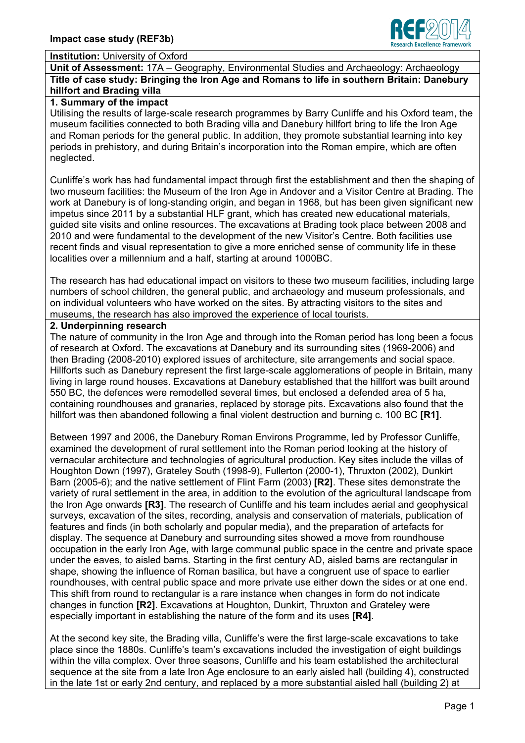**Institution:** University of Oxford

**Unit of Assessment:** 17A – Geography, Environmental Studies and Archaeology: Archaeology

**Title of case study: Bringing the Iron Age and Romans to life in southern Britain: Danebury hillfort and Brading villa**

## 1. Summary of the impact

Utilising the results of large-scale research programmes by Barry Cunliffe and his Oxford team, the museum facilities connected to both Brading villa and Danebury hillfort bring to life the Iron Age and Roman periods for the general public. In addition, they promote substantial learning into key periods in prehistory, and during Britain's incorporation into the Roman empire, which are often neglected.

Cunliffe's work has had fundamental impact through first the establishment and then the shaping of two museum facilities: the Museum of the Iron Age in Andover and a Visitor Centre at Brading. The work at Danebury is of long-standing origin, and began in 1968, but has been given significant new impetus since 2011 by a substantial HLF grant, which has created new educational materials, guided site visits and online resources. The excavations at Brading took place between 2008 and 2010 and were fundamental to the development of the new Visitor's Centre. Both facilities use recent finds and visual representation to give a more enriched sense of community life in these localities over a millennium and a half, starting at around 1000BC.

The research has had educational impact on visitors to these two museum facilities, including large numbers of school children, the general public, and archaeology and museum professionals, and on individual volunteers who have worked on the sites. By attracting visitors to the sites and museums, the research has also improved the experience of local tourists.

## 2. Underpinning research

The nature of community in the Iron Age and through into the Roman period has long been a focus of research at Oxford. The excavations at Danebury and its surrounding sites (1969-2006) and then Brading (2008-2010) explored issues of architecture, site arrangements and social space. Hillforts such as Danebury represent the first large-scale agglomerations of people in Britain, many living in large round houses. Excavations at Danebury established that the hillfort was built around 550 BC, the defences were remodelled several times, but enclosed a defended area of 5 ha, containing roundhouses and granaries, replaced by storage pits. Excavations also found that the hillfort was then abandoned following a final violent destruction and burning c. 100 BC **[R1]**.

Between 1997 and 2006, the Danebury Roman Environs Programme, led by Professor Cunliffe, examined the development of rural settlement into the Roman period looking at the history of vernacular architecture and technologies of agricultural production. Key sites include the villas of Houghton Down (1997), Grateley South (1998-9), Fullerton (2000-1), Thruxton (2002), Dunkirt Barn (2005-6); and the native settlement of Flint Farm (2003) **[R2]**. These sites demonstrate the variety of rural settlement in the area, in addition to the evolution of the agricultural landscape from the Iron Age onwards **[R3]**. The research of Cunliffe and his team includes aerial and geophysical surveys, excavation of the sites, recording, analysis and conservation of materials, publication of features and finds (in both scholarly and popular media), and the preparation of artefacts for display. The sequence at Danebury and surrounding sites showed a move from roundhouse occupation in the early Iron Age, with large communal public space in the centre and private space under the eaves, to aisled barns. Starting in the first century AD, aisled barns are rectangular in shape, showing the influence of Roman basilica, but have a congruent use of space to earlier roundhouses, with central public space and more private use either down the sides or at one end. This shift from round to rectangular is a rare instance when changes in form do not indicate changes in function **[R2]**. Excavations at Houghton, Dunkirt, Thruxton and Grateley were especially important in establishing the nature of the form and its uses **[R4]**.

At the second key site, the Brading villa, Cunliffe's were the first large-scale excavations to take place since the 1880s. Cunliffe's team's excavations included the investigation of eight buildings within the villa complex. Over three seasons, Cunliffe and his team established the architectural sequence at the site from a late Iron Age enclosure to an early aisled hall (building 4), constructed in the late 1st or early 2nd century, and replaced by a more substantial aisled hall (building 2) at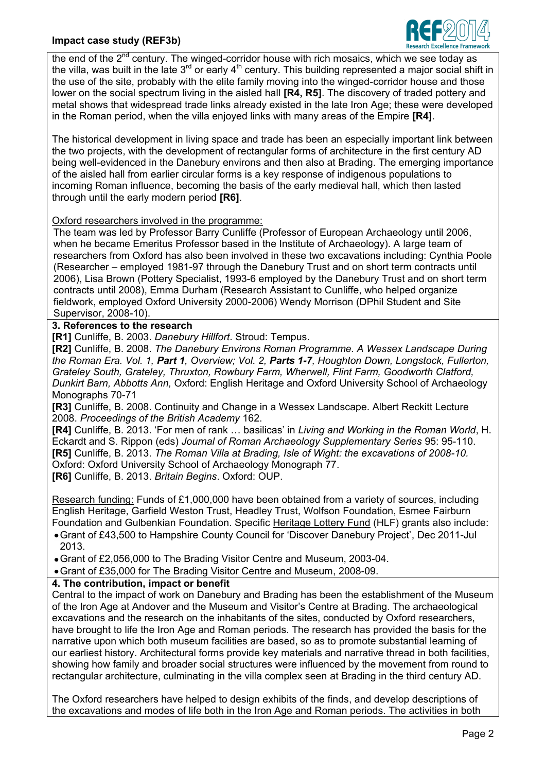the end of the 2nd century. The winged-corridor house with rich mosaics, which we see today as the villa, was built in the late 3rd or early 4th century. This building represented a major social shift in the use of the site, probably with the elite family moving into the winged-corridor house and those lower on the social spectrum living in the aisled hall **[R4, R5]**. The discovery of traded pottery and metal shows that widespread trade links already existed in the late Iron Age; these were developed in the Roman period, when the villa enjoyed links with many areas of the Empire **[R4]**.

The historical development in living space and trade has been an especially important link between the two projects, with the development of rectangular forms of architecture in the first century AD being well-evidenced in the Danebury environs and then also at Brading. The emerging importance of the aisled hall from earlier circular forms is a key response of indigenous populations to incoming Roman influence, becoming the basis of the early medieval hall, which then lasted through until the early modern period **[R6]**.

Oxford researchers involved in the programme:

The team was led by Professor Barry Cunliffe (Professor of European Archaeology until 2006, when he became Emeritus Professor based in the Institute of Archaeology). A large team of researchers from Oxford has also been involved in these two excavations including: Cynthia Poole (Researcher – employed 1981-97 through the Danebury Trust and on short term contracts until 2006), Lisa Brown (Pottery Specialist, 1993-6 employed by the Danebury Trust and on short term contracts until 2008), Emma Durham (Research Assistant to Cunliffe, who helped organize fieldwork, employed Oxford University 2000-2006) Wendy Morrison (DPhil Student and Site Supervisor, 2008-10).

## 3. References to the research

**[R1]** Cunliffe, B. 2003. *Danebury Hillfort.* Stroud: Tempus.

**[R2]** Cunliffe, B. 2008. *The Danebury Environs Roman Programme. A Wessex Landscape During the Roman Era. Vol. 1, **Part 1**, Overview; Vol. 2, **Parts 1-7**, Houghton Down, Longstock, Fullerton, Grateley South, Grateley, Thruxton, Rowbury Farm, Wherwell, Flint Farm, Goodworth Clatford, Dunkirt Barn, Abbotts Ann,* Oxford: English Heritage and Oxford University School of Archaeology Monographs 70-71

**[R3]** Cunliffe, B. 2008. Continuity and Change in a Wessex Landscape. Albert Reckitt Lecture 2008. *Proceedings of the British Academy* 162.

**[R4]** Cunliffe, B. 2013. 'For men of rank … basilicas' in *Living and Working in the Roman World*, H. Eckardt and S. Rippon (eds) *Journal of Roman Archaeology Supplementary Series* 95: 95-110.

**[R5]** Cunliffe, B. 2013. *The Roman Villa at Brading, Isle of Wight: the excavations of 2008-10.* Oxford: Oxford University School of Archaeology Monograph 77.

**[R6]** Cunliffe, B. 2013. *Britain Begins*. Oxford: OUP.

Research funding: Funds of £1,000,000 have been obtained from a variety of sources, including English Heritage, Garfield Weston Trust, Headley Trust, Wolfson Foundation, Esmee Fairburn Foundation and Gulbenkian Foundation. Specific Heritage Lottery Fund (HLF) grants also include:

- Grant of £43,500 to Hampshire County Council for 'Discover Danebury Project', Dec 2011-Jul 2013.
- Grant of £2,056,000 to The Brading Visitor Centre and Museum, 2003-04.
- Grant of £35,000 for The Brading Visitor Centre and Museum, 2008-09.

## 4. The contribution, impact or benefit

Central to the impact of work on Danebury and Brading has been the establishment of the Museum of the Iron Age at Andover and the Museum and Visitor's Centre at Brading. The archaeological excavations and the research on the inhabitants of the sites, conducted by Oxford researchers, have brought to life the Iron Age and Roman periods. The research has provided the basis for the narrative upon which both museum facilities are based, so as to promote substantial learning of our earliest history. Architectural forms provide key materials and narrative thread in both facilities, showing how family and broader social structures were influenced by the movement from round to rectangular architecture, culminating in the villa complex seen at Brading in the third century AD.

The Oxford researchers have helped to design exhibits of the finds, and develop descriptions of the excavations and modes of life both in the Iron Age and Roman periods. The activities in both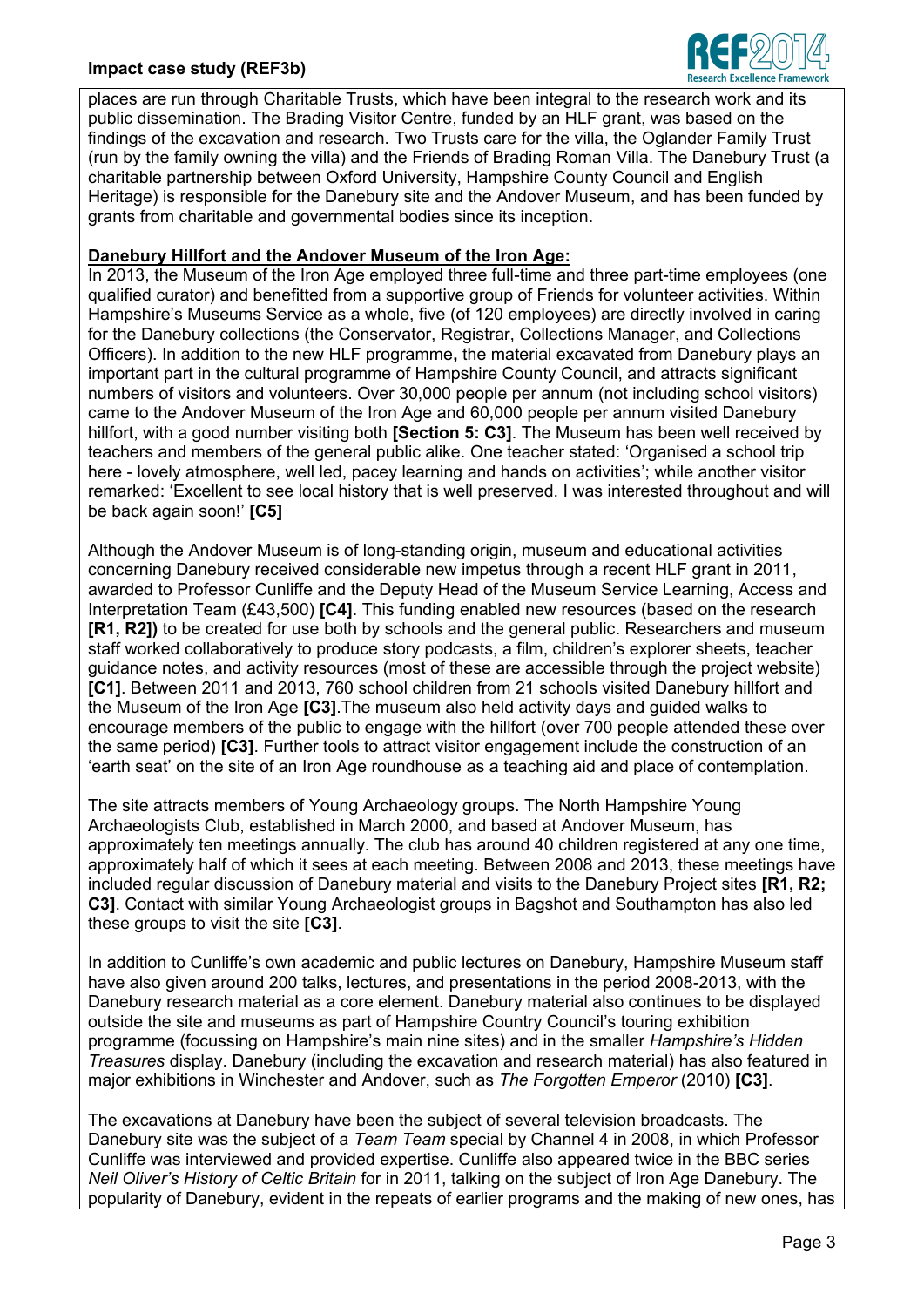places are run through Charitable Trusts, which have been integral to the research work and its public dissemination. The Brading Visitor Centre, funded by an HLF grant, was based on the findings of the excavation and research. Two Trusts care for the villa, the Oglander Family Trust (run by the family owning the villa) and the Friends of Brading Roman Villa. The Danebury Trust (a charitable partnership between Oxford University, Hampshire County Council and English Heritage) is responsible for the Danebury site and the Andover Museum, and has been funded by grants from charitable and governmental bodies since its inception.

**Danebury Hillfort and the Andover Museum of the Iron Age:**

In 2013, the Museum of the Iron Age employed three full-time and three part-time employees (one qualified curator) and benefitted from a supportive group of Friends for volunteer activities. Within Hampshire's Museums Service as a whole, five (of 120 employees) are directly involved in caring for the Danebury collections (the Conservator, Registrar, Collections Manager, and Collections Officers). In addition to the new HLF programme**,** the material excavated from Danebury plays an important part in the cultural programme of Hampshire County Council, and attracts significant numbers of visitors and volunteers. Over 30,000 people per annum (not including school visitors) came to the Andover Museum of the Iron Age and 60,000 people per annum visited Danebury hillfort, with a good number visiting both **[Section 5: C3]**. The Museum has been well received by teachers and members of the general public alike. One teacher stated: 'Organised a school trip here - lovely atmosphere, well led, pacey learning and hands on activities'; while another visitor remarked: 'Excellent to see local history that is well preserved. I was interested throughout and will be back again soon!' **[C5]**

Although the Andover Museum is of long-standing origin, museum and educational activities concerning Danebury received considerable new impetus through a recent HLF grant in 2011, awarded to Professor Cunliffe and the Deputy Head of the Museum Service Learning, Access and Interpretation Team (£43,500) **[C4]**. This funding enabled new resources (based on the research **[R1, R2])** to be created for use both by schools and the general public. Researchers and museum staff worked collaboratively to produce story podcasts, a film, children's explorer sheets, teacher guidance notes, and activity resources (most of these are accessible through the project website) **[C1]**. Between 2011 and 2013, 760 school children from 21 schools visited Danebury hillfort and the Museum of the Iron Age **[C3]**.The museum also held activity days and guided walks to encourage members of the public to engage with the hillfort (over 700 people attended these over the same period) **[C3]**. Further tools to attract visitor engagement include the construction of an 'earth seat' on the site of an Iron Age roundhouse as a teaching aid and place of contemplation.

The site attracts members of Young Archaeology groups. The North Hampshire Young Archaeologists Club, established in March 2000, and based at Andover Museum, has approximately ten meetings annually. The club has around 40 children registered at any one time, approximately half of which it sees at each meeting. Between 2008 and 2013, these meetings have included regular discussion of Danebury material and visits to the Danebury Project sites **[R1, R2; C3]**. Contact with similar Young Archaeologist groups in Bagshot and Southampton has also led these groups to visit the site **[C3]**.

In addition to Cunliffe's own academic and public lectures on Danebury, Hampshire Museum staff have also given around 200 talks, lectures, and presentations in the period 2008-2013, with the Danebury research material as a core element. Danebury material also continues to be displayed outside the site and museums as part of Hampshire Country Council's touring exhibition programme (focussing on Hampshire's main nine sites) and in the smaller *Hampshire's Hidden Treasures* display. Danebury (including the excavation and research material) has also featured in major exhibitions in Winchester and Andover, such as *The Forgotten Emperor* (2010) **[C3]**.

The excavations at Danebury have been the subject of several television broadcasts. The Danebury site was the subject of a *Team Team* special by Channel 4 in 2008, in which Professor Cunliffe was interviewed and provided expertise. Cunliffe also appeared twice in the BBC series *Neil Oliver's History of Celtic Britain* for in 2011, talking on the subject of Iron Age Danebury. The popularity of Danebury, evident in the repeats of earlier programs and the making of new ones, has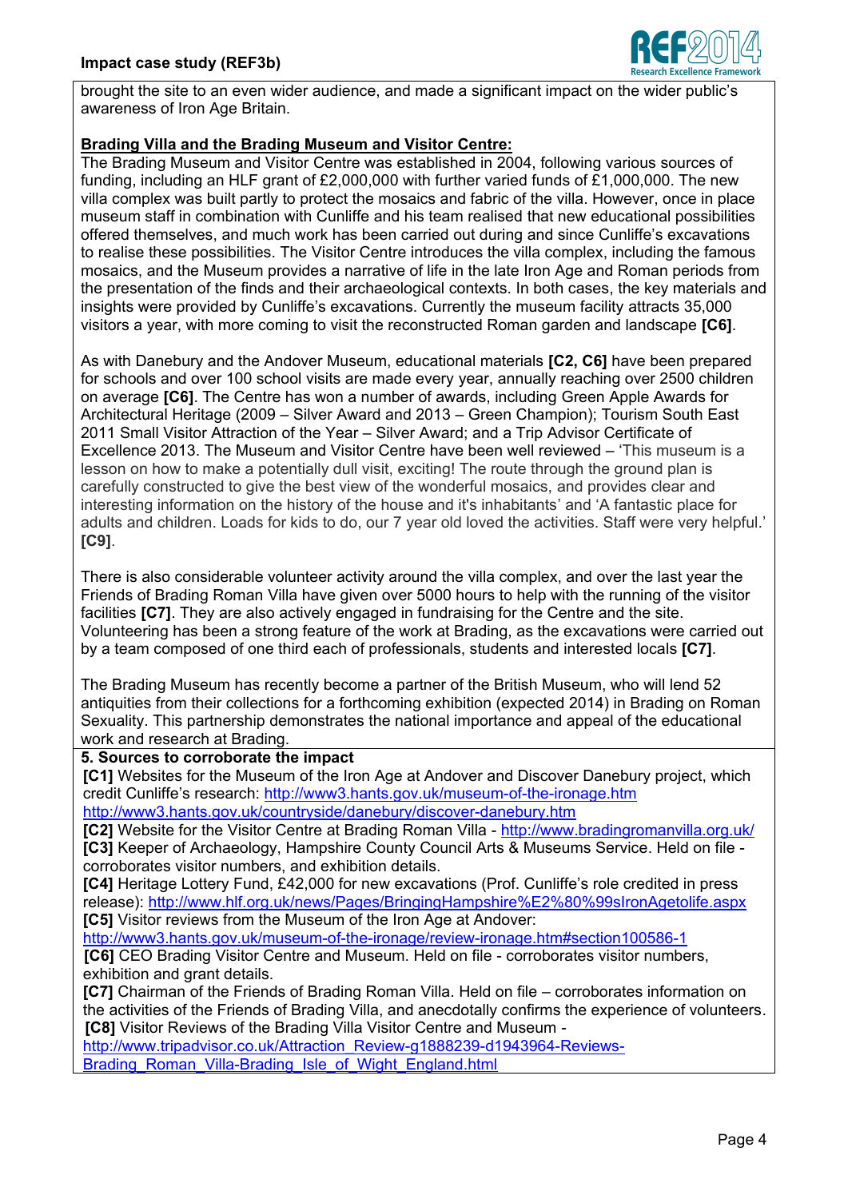brought the site to an even wider audience, and made a significant impact on the wider public's awareness of Iron Age Britain.

**Brading Villa and the Brading Museum and Visitor Centre:**

The Brading Museum and Visitor Centre was established in 2004, following various sources of funding, including an HLF grant of £2,000,000 with further varied funds of £1,000,000. The new villa complex was built partly to protect the mosaics and fabric of the villa. However, once in place museum staff in combination with Cunliffe and his team realised that new educational possibilities offered themselves, and much work has been carried out during and since Cunliffe's excavations to realise these possibilities. The Visitor Centre introduces the villa complex, including the famous mosaics, and the Museum provides a narrative of life in the late Iron Age and Roman periods from the presentation of the finds and their archaeological contexts. In both cases, the key materials and insights were provided by Cunliffe's excavations. Currently the museum facility attracts 35,000 visitors a year, with more coming to visit the reconstructed Roman garden and landscape **[C6]**.

As with Danebury and the Andover Museum, educational materials **[C2, C6]** have been prepared for schools and over 100 school visits are made every year, annually reaching over 2500 children on average **[C6]**. The Centre has won a number of awards, including Green Apple Awards for Architectural Heritage (2009 – Silver Award and 2013 – Green Champion); Tourism South East 2011 Small Visitor Attraction of the Year – Silver Award; and a Trip Advisor Certificate of Excellence 2013. The Museum and Visitor Centre have been well reviewed – 'This museum is a lesson on how to make a potentially dull visit, exciting! The route through the ground plan is carefully constructed to give the best view of the wonderful mosaics, and provides clear and interesting information on the history of the house and it's inhabitants' and 'A fantastic place for adults and children. Loads for kids to do, our 7 year old loved the activities. Staff were very helpful.' **[C9]**.

There is also considerable volunteer activity around the villa complex, and over the last year the Friends of Brading Roman Villa have given over 5000 hours to help with the running of the visitor facilities **[C7]**. They are also actively engaged in fundraising for the Centre and the site. Volunteering has been a strong feature of the work at Brading, as the excavations were carried out by a team composed of one third each of professionals, students and interested locals **[C7]**.

The Brading Museum has recently become a partner of the British Museum, who will lend 52 antiquities from their collections for a forthcoming exhibition (expected 2014) in Brading on Roman Sexuality. This partnership demonstrates the national importance and appeal of the educational work and research at Brading.

**5. Sources to corroborate the impact**

**[C1]** Websites for the Museum of the Iron Age at Andover and Discover Danebury project, which credit Cunliffe's research: http://www3.hants.gov.uk/museum-of-the-ironage.htm http://www3.hants.gov.uk/countryside/danebury/discover-danebury.htm

**[C2]** Website for the Visitor Centre at Brading Roman Villa - http://www.bradingromanvilla.org.uk/

**[C3]** Keeper of Archaeology, Hampshire County Council Arts & Museums Service. Held on file - corroborates visitor numbers, and exhibition details.

**[C4]** Heritage Lottery Fund, £42,000 for new excavations (Prof. Cunliffe's role credited in press release): http://www.hlf.org.uk/news/Pages/BringingHampshire%E2%80%99sIronAgetolife.aspx

**[C5]** Visitor reviews from the Museum of the Iron Age at Andover: http://www3.hants.gov.uk/museum-of-the-ironage/review-ironage.htm#section100586-1

**[C6]** CEO Brading Visitor Centre and Museum. Held on file - corroborates visitor numbers, exhibition and grant details.

**[C7]** Chairman of the Friends of Brading Roman Villa. Held on file – corroborates information on the activities of the Friends of Brading Villa, and anecdotally confirms the experience of volunteers.

**[C8]** Visitor Reviews of the Brading Villa Visitor Centre and Museum - http://www.tripadvisor.co.uk/Attraction_Review-g1888239-d1943964-Reviews-Brading_Roman_Villa-Brading_Isle_of_Wight_England.html